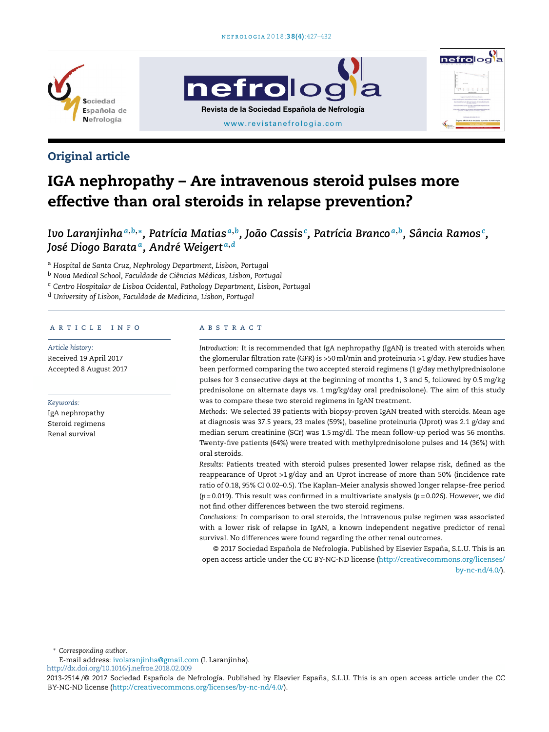Original article

# IGA nephropathy – Are intravenous steroid pulses more effective than oral steroids in relapse prevention?

*Ivo Laranjinha*[a,b,*], *Patrícia Matias*[a,b], *João Cassis*[c], *Patrícia Branco*[a,b], *Sância Ramos*[c], *José Diogo Barata*[a], *André Weigert*[a,d]

[a] Hospital de Santa Cruz, Nephrology Department, Lisbon, Portugal
[b] Nova Medical School, Faculdade de Ciências Médicas, Lisbon, Portugal
[c] Centro Hospitalar de Lisboa Ocidental, Pathology Department, Lisbon, Portugal
[d] University of Lisbon, Faculdade de Medicina, Lisbon, Portugal

## ARTICLE INFO

*Article history:*
Received 19 April 2017
Accepted 8 August 2017

*Keywords:*
IgA nephropathy
Steroid regimens
Renal survival

## ABSTRACT

*Introduction:* It is recommended that IgA nephropathy (IgAN) is treated with steroids when the glomerular filtration rate (GFR) is >50 ml/min and proteinuria >1 g/day. Few studies have been performed comparing the two accepted steroid regimens (1 g/day methylprednisolone pulses for 3 consecutive days at the beginning of months 1, 3 and 5, followed by 0.5 mg/kg prednisolone on alternate days vs. 1 mg/kg/day oral prednisolone). The aim of this study was to compare these two steroid regimens in IgAN treatment.

*Methods:* We selected 39 patients with biopsy-proven IgAN treated with steroids. Mean age at diagnosis was 37.5 years, 23 males (59%), baseline proteinuria (Uprot) was 2.1 g/day and median serum creatinine (SCr) was 1.5 mg/dl. The mean follow-up period was 56 months. Twenty-five patients (64%) were treated with methylprednisolone pulses and 14 (36%) with oral steroids.

*Results:* Patients treated with steroid pulses presented lower relapse risk, defined as the reappearance of Uprot >1 g/day and an Uprot increase of more than 50% (incidence rate ratio of 0.18, 95% CI 0.02–0.5). The Kaplan–Meier analysis showed longer relapse-free period ($p = 0.019$). This result was confirmed in a multivariate analysis ($p = 0.026$). However, we did not find other differences between the two steroid regimens.

*Conclusions:* In comparison to oral steroids, the intravenous pulse regimen was associated with a lower risk of relapse in IgAN, a known independent negative predictor of renal survival. No differences were found regarding the other renal outcomes.

© 2017 Sociedad Española de Nefrología. Published by Elsevier España, S.L.U. This is an open access article under the CC BY-NC-ND license (http://creativecommons.org/licenses/by-nc-nd/4.0/).

* *Corresponding author*.
E-mail address: ivolaranjinha@gmail.com (I. Laranjinha).

http://dx.doi.org/10.1016/j.nefroe.2018.02.009
2013-2514 /© 2017 Sociedad Española de Nefrología. Published by Elsevier España, S.L.U. This is an open access article under the CC BY-NC-ND license (http://creativecommons.org/licenses/by-nc-nd/4.0/).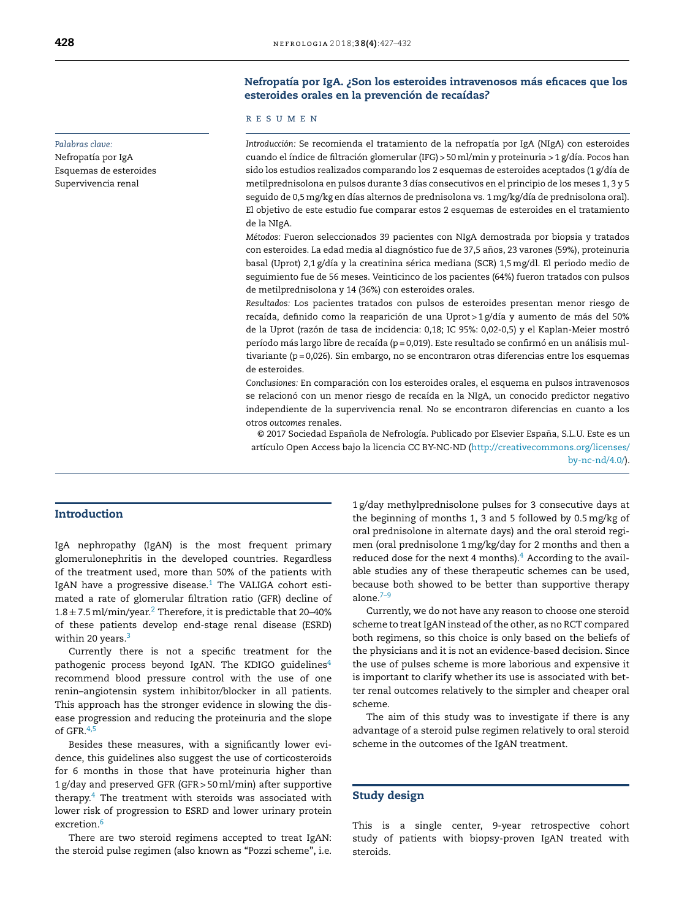## Nefropatía por IgA. ¿Son los esteroides intravenosos más eficaces que los esteroides orales en la prevención de recaídas?

### RESUMEN

*Palabras clave:*
Nefropatía por IgA
Esquemas de esteroides
Supervivencia renal

*Introducción:* Se recomienda el tratamiento de la nefropatía por IgA (NIgA) con esteroides cuando el índice de filtración glomerular (IFG) > 50 ml/min y proteinuria > 1 g/día. Pocos han sido los estudios realizados comparando los 2 esquemas de esteroides aceptados (1 g/día de metilprednisolona en pulsos durante 3 días consecutivos en el principio de los meses 1, 3 y 5 seguido de 0,5 mg/kg en días alternos de prednisolona vs. 1 mg/kg/día de prednisolona oral). El objetivo de este estudio fue comparar estos 2 esquemas de esteroides en el tratamiento de la NIgA.

*Métodos:* Fueron seleccionados 39 pacientes con NIgA demostrada por biopsia y tratados con esteroides. La edad media al diagnóstico fue de 37,5 años, 23 varones (59%), proteinuria basal (Uprot) 2,1 g/día y la creatinina sérica mediana (SCR) 1,5 mg/dl. El periodo medio de seguimiento fue de 56 meses. Veinticinco de los pacientes (64%) fueron tratados con pulsos de metilprednisolona y 14 (36%) con esteroides orales.

*Resultados:* Los pacientes tratados con pulsos de esteroides presentan menor riesgo de recaída, definido como la reaparición de una Uprot > 1 g/día y aumento de más del 50% de la Uprot (razón de tasa de incidencia: 0,18; IC 95%: 0,02-0,5) y el Kaplan-Meier mostró período más largo libre de recaída (p = 0,019). Este resultado se confirmó en un análisis multivariante (p = 0,026). Sin embargo, no se encontraron otras diferencias entre los esquemas de esteroides.

*Conclusiones:* En comparación con los esteroides orales, el esquema en pulsos intravenosos se relacionó con un menor riesgo de recaída en la NIgA, un conocido predictor negativo independiente de la supervivencia renal. No se encontraron diferencias en cuanto a los otros *outcomes* renales.

© 2017 Sociedad Española de Nefrología. Publicado por Elsevier España, S.L.U. Este es un artículo Open Access bajo la licencia CC BY-NC-ND (http://creativecommons.org/licenses/by-nc-nd/4.0/).

## Introduction

IgA nephropathy (IgAN) is the most frequent primary glomerulonephritis in the developed countries. Regardless of the treatment used, more than 50% of the patients with IgAN have a progressive disease.[1] The VALIGA cohort estimated a rate of glomerular filtration ratio (GFR) decline of $1.8 \pm 7.5$ ml/min/year.[2] Therefore, it is predictable that 20–40% of these patients develop end-stage renal disease (ESRD) within 20 years.[3]

Currently there is not a specific treatment for the pathogenic process beyond IgAN. The KDIGO guidelines[4] recommend blood pressure control with the use of one renin–angiotensin system inhibitor/blocker in all patients. This approach has the stronger evidence in slowing the disease progression and reducing the proteinuria and the slope of GFR.[4,5]

Besides these measures, with a significantly lower evidence, this guidelines also suggest the use of corticosteroids for 6 months in those that have proteinuria higher than 1 g/day and preserved GFR (GFR > 50 ml/min) after supportive therapy.[4] The treatment with steroids was associated with lower risk of progression to ESRD and lower urinary protein excretion.[6]

There are two steroid regimens accepted to treat IgAN: the steroid pulse regimen (also known as "Pozzi scheme", i.e. 1 g/day methylprednisolone pulses for 3 consecutive days at the beginning of months 1, 3 and 5 followed by 0.5 mg/kg of oral prednisolone in alternate days) and the oral steroid regimen (oral prednisolone 1 mg/kg/day for 2 months and then a reduced dose for the next 4 months).[4] According to the available studies any of these therapeutic schemes can be used, because both showed to be better than supportive therapy alone.[7–9]

Currently, we do not have any reason to choose one steroid scheme to treat IgAN instead of the other, as no RCT compared both regimens, so this choice is only based on the beliefs of the physicians and it is not an evidence-based decision. Since the use of pulses scheme is more laborious and expensive it is important to clarify whether its use is associated with better renal outcomes relatively to the simpler and cheaper oral scheme.

The aim of this study was to investigate if there is any advantage of a steroid pulse regimen relatively to oral steroid scheme in the outcomes of the IgAN treatment.

## Study design

This is a single center, 9-year retrospective cohort study of patients with biopsy-proven IgAN treated with steroids.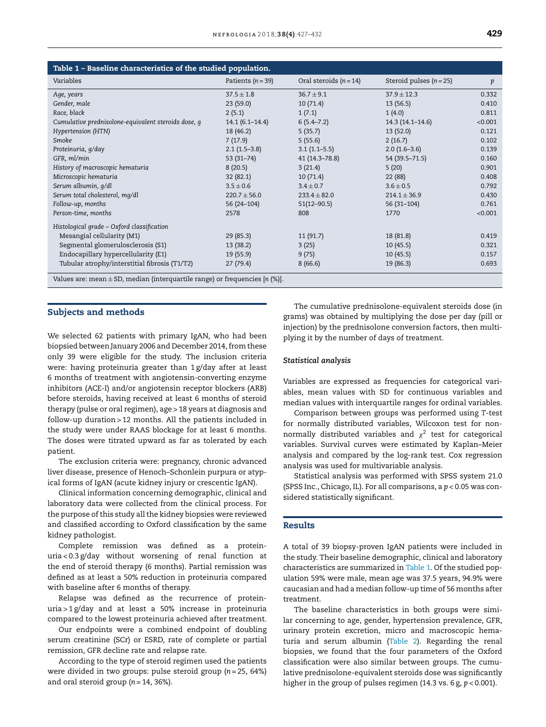**Table 1 – Baseline characteristics of the studied population.**

| Variables | Patients (n = 39) | Oral steroids (n = 14) | Steroid pulses (n = 25) | p |
|---|---|---|---|---|
| *Age, years* | 37.5 ± 1.8 | 36.7 ± 9.1 | 37.9 ± 12.3 | 0.332 |
| *Gender, male* | 23 (59.0) | 10 (71.4) | 13 (56.5) | 0.410 |
| *Race, black* | 2 (5.1) | 1 (7.1) | 1 (4.0) | 0.811 |
| *Cumulative prednisolone-equivalent steroids dose, g* | 14.1 (6.1–14.4) | 6 (5.4–7.2) | 14.3 (14.1–14.6) | <0.001 |
| *Hypertension (HTN)* | 18 (46.2) | 5 (35.7) | 13 (52.0) | 0.121 |
| *Smoke* | 7 (17.9) | 5 (55.6) | 2 (16.7) | 0.102 |
| *Proteinuria, g/day* | 2.1 (1.5–3.8) | 3.1 (1.1–5.5) | 2.0 (1.6–3.6) | 0.139 |
| *GFR, ml/min* | 53 (31–74) | 41 (14.3–78.8) | 54 (39.5–71.5) | 0.160 |
| *History of macroscopic hematuria* | 8 (20.5) | 3 (21.4) | 5 (20) | 0.901 |
| *Microscopic hematuria* | 32 (82.1) | 10 (71.4) | 22 (88) | 0.408 |
| *Serum albumin, g/dl* | 3.5 ± 0.6 | 3.4 ± 0.7 | 3.6 ± 0.5 | 0.792 |
| *Serum total cholesterol, mg/dl* | 220.7 ± 56.0 | 233.4 ± 82.0 | 214.1 ± 36.9 | 0.430 |
| *Follow-up, months* | 56 (24–104) | 51(12–90.5) | 56 (31–104) | 0.761 |
| *Person-time, months* | 2578 | 808 | 1770 | <0.001 |
| *Histological grade – Oxford classification* | | | | |
| Mesangial cellularity (M1) | 29 (85.3) | 11 (91.7) | 18 (81.8) | 0.419 |
| Segmental glomerulosclerosis (S1) | 13 (38.2) | 3 (25) | 10 (45.5) | 0.321 |
| Endocapillary hypercellularity (E1) | 19 (55.9) | 9 (75) | 10 (45.5) | 0.157 |
| Tubular atrophy/interstitial fibrosis (T1/T2) | 27 (79.4) | 8 (66.6) | 19 (86.3) | 0.693 |

Values are: mean ± SD, median (interquartile range) or frequencies [n (%)].

## Subjects and methods

We selected 62 patients with primary IgAN, who had been biopsied between January 2006 and December 2014, from these only 39 were eligible for the study. The inclusion criteria were: having proteinuria greater than 1 g/day after at least 6 months of treatment with angiotensin-converting enzyme inhibitors (ACE-I) and/or angiotensin receptor blockers (ARB) before steroids, having received at least 6 months of steroid therapy (pulse or oral regimen), age > 18 years at diagnosis and follow-up duration > 12 months. All the patients included in the study were under RAAS blockage for at least 6 months. The doses were titrated upward as far as tolerated by each patient.

The exclusion criteria were: pregnancy, chronic advanced liver disease, presence of Henoch–Schonlein purpura or atypical forms of IgAN (acute kidney injury or crescentic IgAN).

Clinical information concerning demographic, clinical and laboratory data were collected from the clinical process. For the purpose of this study all the kidney biopsies were reviewed and classified according to Oxford classification by the same kidney pathologist.

Complete remission was defined as a proteinuria < 0.3 g/day without worsening of renal function at the end of steroid therapy (6 months). Partial remission was defined as at least a 50% reduction in proteinuria compared with baseline after 6 months of therapy.

Relapse was defined as the recurrence of proteinuria > 1 g/day and at least a 50% increase in proteinuria compared to the lowest proteinuria achieved after treatment.

Our endpoints were a combined endpoint of doubling serum creatinine (SCr) or ESRD, rate of complete or partial remission, GFR decline rate and relapse rate.

According to the type of steroid regimen used the patients were divided in two groups: pulse steroid group (n = 25, 64%) and oral steroid group (n = 14, 36%).

The cumulative prednisolone-equivalent steroids dose (in grams) was obtained by multiplying the dose per day (pill or injection) by the prednisolone conversion factors, then multiplying it by the number of days of treatment.

### Statistical analysis

Variables are expressed as frequencies for categorical variables, mean values with SD for continuous variables and median values with interquartile ranges for ordinal variables.

Comparison between groups was performed using T-test for normally distributed variables, Wilcoxon test for non-normally distributed variables and $\chi^2$ test for categorical variables. Survival curves were estimated by Kaplan–Meier analysis and compared by the log-rank test. Cox regression analysis was used for multivariable analysis.

Statistical analysis was performed with SPSS system 21.0 (SPSS Inc., Chicago, IL). For all comparisons, a $p < 0.05$ was considered statistically significant.

## Results

A total of 39 biopsy-proven IgAN patients were included in the study. Their baseline demographic, clinical and laboratory characteristics are summarized in Table 1. Of the studied population 59% were male, mean age was 37.5 years, 94.9% were caucasian and had a median follow-up time of 56 months after treatment.

The baseline characteristics in both groups were similar concerning to age, gender, hypertension prevalence, GFR, urinary protein excretion, micro and macroscopic hematuria and serum albumin (Table 2). Regarding the renal biopsies, we found that the four parameters of the Oxford classification were also similar between groups. The cumulative prednisolone-equivalent steroids dose was significantly higher in the group of pulses regimen (14.3 vs. 6 g, $p < 0.001$).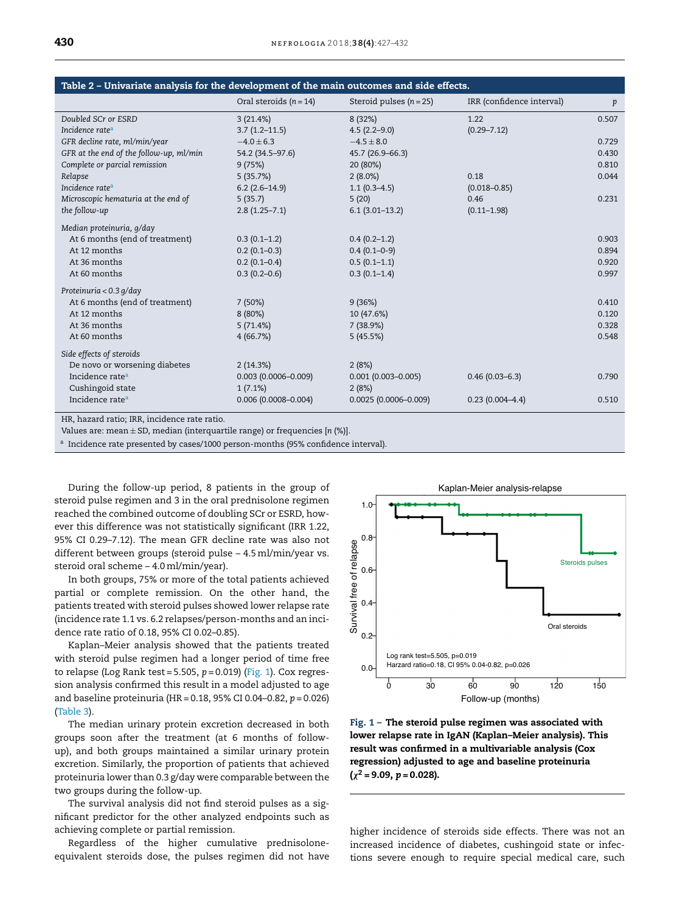**Table 2 – Univariate analysis for the development of the main outcomes and side effects.**

| | Oral steroids (n = 14) | Steroid pulses (n = 25) | IRR (confidence interval) | p |
|---|---|---|---|---|
| *Doubled SCr or ESRD* | 3 (21.4%) | 8 (32%) | 1.22 | 0.507 |
| *Incidence rate*[a] | 3.7 (1.2–11.5) | 4.5 (2.2–9.0) | (0.29–7.12) | |
| *GFR decline rate, ml/min/year* | −4.0 ± 6.3 | −4.5 ± 8.0 | | 0.729 |
| *GFR at the end of the follow-up, ml/min* | 54.2 (34.5–97.6) | 45.7 (26.9–66.3) | | 0.430 |
| *Complete or partial remission* | 9 (75%) | 20 (80%) | | 0.810 |
| *Relapse* | 5 (35.7%) | 2 (8.0%) | 0.18 | 0.044 |
| *Incidence rate*[a] | 6.2 (2.6–14.9) | 1.1 (0.3–4.5) | (0.018–0.85) | |
| *Microscopic hematuria at the end of* | 5 (35.7) | 5 (20) | 0.46 | 0.231 |
| *the follow-up* | 2.8 (1.25–7.1) | 6.1 (3.01–13.2) | (0.11–1.98) | |
| *Median proteinuria, g/day* | | | | |
| At 6 months (end of treatment) | 0.3 (0.1–1.2) | 0.4 (0.2–1.2) | | 0.903 |
| At 12 months | 0.2 (0.1–0.3) | 0.4 (0.1–0-9) | | 0.894 |
| At 36 months | 0.2 (0.1–0.4) | 0.5 (0.1–1.1) | | 0.920 |
| At 60 months | 0.3 (0.2–0.6) | 0.3 (0.1–1.4) | | 0.997 |
| *Proteinuria < 0.3 g/day* | | | | |
| At 6 months (end of treatment) | 7 (50%) | 9 (36%) | | 0.410 |
| At 12 months | 8 (80%) | 10 (47.6%) | | 0.120 |
| At 36 months | 5 (71.4%) | 7 (38.9%) | | 0.328 |
| At 60 months | 4 (66.7%) | 5 (45.5%) | | 0.548 |
| *Side effects of steroids* | | | | |
| De novo or worsening diabetes | 2 (14.3%) | 2 (8%) | | |
| Incidence rate[a] | 0.003 (0.0006–0.009) | 0.001 (0.003–0.005) | 0.46 (0.03–6.3) | 0.790 |
| Cushingoid state | 1 (7.1%) | 2 (8%) | | |
| Incidence rate[a] | 0.006 (0.0008–0.004) | 0.0025 (0.0006–0.009) | 0.23 (0.004–4.4) | 0.510 |

HR, hazard ratio; IRR, incidence rate ratio.

Values are: mean ± SD, median (interquartile range) or frequencies [n (%)].

[a] Incidence rate presented by cases/1000 person-months (95% confidence interval).

During the follow-up period, 8 patients in the group of steroid pulse regimen and 3 in the oral prednisolone regimen reached the combined outcome of doubling SCr or ESRD, however this difference was not statistically significant (IRR 1.22, 95% CI 0.29–7.12). The mean GFR decline rate was also not different between groups (steroid pulse – 4.5 ml/min/year vs. steroid oral scheme – 4.0 ml/min/year).

In both groups, 75% or more of the total patients achieved partial or complete remission. On the other hand, the patients treated with steroid pulses showed lower relapse rate (incidence rate 1.1 vs. 6.2 relapses/person-months and an incidence rate ratio of 0.18, 95% CI 0.02–0.85).

Kaplan–Meier analysis showed that the patients treated with steroid pulse regimen had a longer period of time free to relapse (Log Rank test = 5.505, $p = 0.019$) (Fig. 1). Cox regression analysis confirmed this result in a model adjusted to age and baseline proteinuria (HR = 0.18, 95% CI 0.04–0.82, $p = 0.026$) (Table 3).

The median urinary protein excretion decreased in both groups soon after the treatment (at 6 months of follow-up), and both groups maintained a similar urinary protein excretion. Similarly, the proportion of patients that achieved proteinuria lower than 0.3 g/day were comparable between the two groups during the follow-up.

The survival analysis did not find steroid pulses as a significant predictor for the other analyzed endpoints such as achieving complete or partial remission.

Regardless of the higher cumulative prednisolone-equivalent steroids dose, the pulses regimen did not have higher incidence of steroids side effects. There was not an increased incidence of diabetes, cushingoid state or infections severe enough to require special medical care, such

**Fig. 1 – The steroid pulse regimen was associated with lower relapse rate in IgAN (Kaplan–Meier analysis). This result was confirmed in a multivariable analysis (Cox regression) adjusted to age and baseline proteinuria ($\chi^2 = 9.09$, $p = 0.028$).**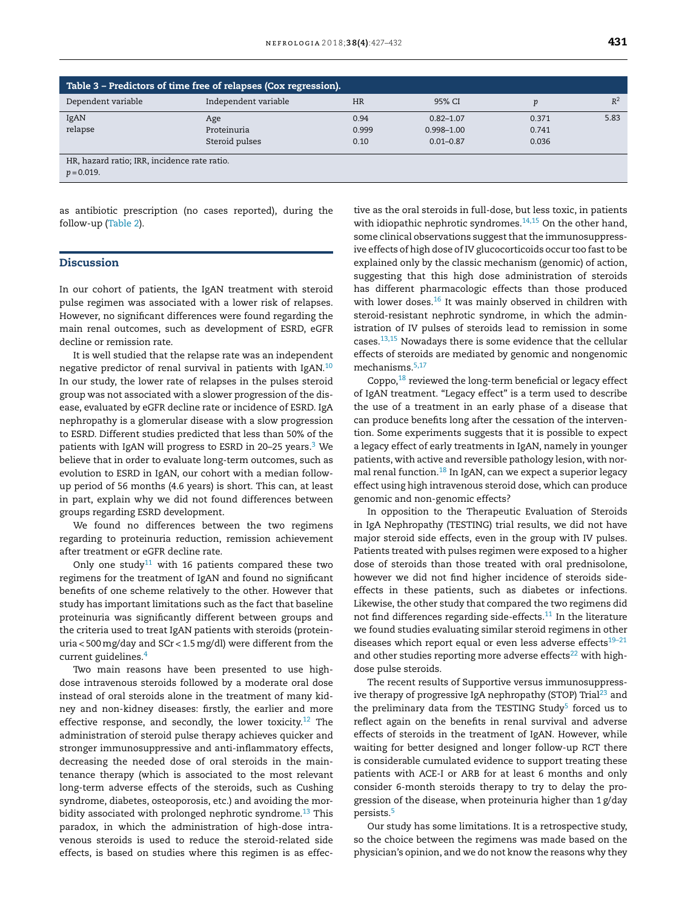**Table 3 – Predictors of time free of relapses (Cox regression).**

| Dependent variable | Independent variable | HR | 95% CI | $p$ | $R^2$ |
|---|---|---|---|---|---|
| IgAN relapse | Age | 0.94 | 0.82–1.07 | 0.371 | 5.83 |
| | Proteinuria | 0.999 | 0.998–1.00 | 0.741 | |
| | Steroid pulses | 0.10 | 0.01–0.87 | 0.036 | |

HR, hazard ratio; IRR, incidence rate ratio.
$p = 0.019$.

as antibiotic prescription (no cases reported), during the follow-up (Table 2).

## Discussion

In our cohort of patients, the IgAN treatment with steroid pulse regimen was associated with a lower risk of relapses. However, no significant differences were found regarding the main renal outcomes, such as development of ESRD, eGFR decline or remission rate.

It is well studied that the relapse rate was an independent negative predictor of renal survival in patients with IgAN.[10] In our study, the lower rate of relapses in the pulses steroid group was not associated with a slower progression of the disease, evaluated by eGFR decline rate or incidence of ESRD. IgA nephropathy is a glomerular disease with a slow progression to ESRD. Different studies predicted that less than 50% of the patients with IgAN will progress to ESRD in 20–25 years.[3] We believe that in order to evaluate long-term outcomes, such as evolution to ESRD in IgAN, our cohort with a median follow-up period of 56 months (4.6 years) is short. This can, at least in part, explain why we did not found differences between groups regarding ESRD development.

We found no differences between the two regimens regarding to proteinuria reduction, remission achievement after treatment or eGFR decline rate.

Only one study[11] with 16 patients compared these two regimens for the treatment of IgAN and found no significant benefits of one scheme relatively to the other. However that study has important limitations such as the fact that baseline proteinuria was significantly different between groups and the criteria used to treat IgAN patients with steroids (proteinuria < 500 mg/day and SCr < 1.5 mg/dl) were different from the current guidelines.[4]

Two main reasons have been presented to use high-dose intravenous steroids followed by a moderate oral dose instead of oral steroids alone in the treatment of many kidney and non-kidney diseases: firstly, the earlier and more effective response, and secondly, the lower toxicity.[12] The administration of steroid pulse therapy achieves quicker and stronger immunosuppressive and anti-inflammatory effects, decreasing the needed dose of oral steroids in the maintenance therapy (which is associated to the most relevant long-term adverse effects of the steroids, such as Cushing syndrome, diabetes, osteoporosis, etc.) and avoiding the morbidity associated with prolonged nephrotic syndrome.[13] This paradox, in which the administration of high-dose intravenous steroids is used to reduce the steroid-related side effects, is based on studies where this regimen is as effective as the oral steroids in full-dose, but less toxic, in patients with idiopathic nephrotic syndromes.[14,15] On the other hand, some clinical observations suggest that the immunosuppressive effects of high dose of IV glucocorticoids occur too fast to be explained only by the classic mechanism (genomic) of action, suggesting that this high dose administration of steroids has different pharmacologic effects than those produced with lower doses.[16] It was mainly observed in children with steroid-resistant nephrotic syndrome, in which the administration of IV pulses of steroids lead to remission in some cases.[13,15] Nowadays there is some evidence that the cellular effects of steroids are mediated by genomic and nongenomic mechanisms.[5,17]

Coppo,[18] reviewed the long-term beneficial or legacy effect of IgAN treatment. "Legacy effect" is a term used to describe the use of a treatment in an early phase of a disease that can produce benefits long after the cessation of the intervention. Some experiments suggests that it is possible to expect a legacy effect of early treatments in IgAN, namely in younger patients, with active and reversible pathology lesion, with normal renal function.[18] In IgAN, can we expect a superior legacy effect using high intravenous steroid dose, which can produce genomic and non-genomic effects?

In opposition to the Therapeutic Evaluation of Steroids in IgA Nephropathy (TESTING) trial results, we did not have major steroid side effects, even in the group with IV pulses. Patients treated with pulses regimen were exposed to a higher dose of steroids than those treated with oral prednisolone, however we did not find higher incidence of steroids side-effects in these patients, such as diabetes or infections. Likewise, the other study that compared the two regimens did not find differences regarding side-effects.[11] In the literature we found studies evaluating similar steroid regimens in other diseases which report equal or even less adverse effects[19–21] and other studies reporting more adverse effects[22] with high-dose pulse steroids.

The recent results of Supportive versus immunosuppressive therapy of progressive IgA nephropathy (STOP) Trial[23] and the preliminary data from the TESTING Study[5] forced us to reflect again on the benefits in renal survival and adverse effects of steroids in the treatment of IgAN. However, while waiting for better designed and longer follow-up RCT there is considerable cumulated evidence to support treating these patients with ACE-I or ARB for at least 6 months and only consider 6-month steroids therapy to try to delay the progression of the disease, when proteinuria higher than 1 g/day persists.[5]

Our study has some limitations. It is a retrospective study, so the choice between the regimens was made based on the physician's opinion, and we do not know the reasons why they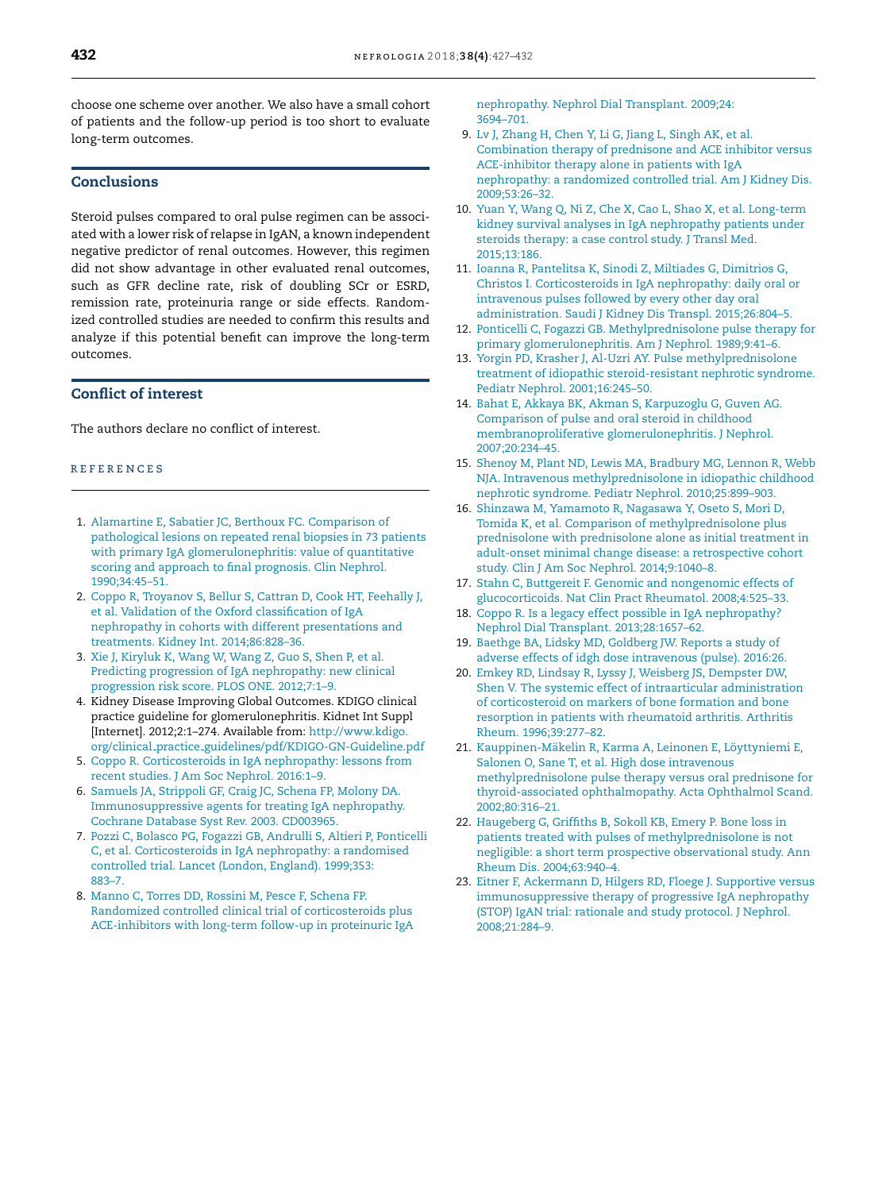choose one scheme over another. We also have a small cohort of patients and the follow-up period is too short to evaluate long-term outcomes.

## Conclusions

Steroid pulses compared to oral pulse regimen can be associated with a lower risk of relapse in IgAN, a known independent negative predictor of renal outcomes. However, this regimen did not show advantage in other evaluated renal outcomes, such as GFR decline rate, risk of doubling SCr or ESRD, remission rate, proteinuria range or side effects. Randomized controlled studies are needed to confirm this results and analyze if this potential benefit can improve the long-term outcomes.

## Conflict of interest

The authors declare no conflict of interest.

## REFERENCES

1. Alamartine E, Sabatier JC, Berthoux FC. Comparison of pathological lesions on repeated renal biopsies in 73 patients with primary IgA glomerulonephritis: value of quantitative scoring and approach to final prognosis. Clin Nephrol. 1990;34:45–51.
2. Coppo R, Troyanov S, Bellur S, Cattran D, Cook HT, Feehally J, et al. Validation of the Oxford classification of IgA nephropathy in cohorts with different presentations and treatments. Kidney Int. 2014;86:828–36.
3. Xie J, Kiryluk K, Wang W, Wang Z, Guo S, Shen P, et al. Predicting progression of IgA nephropathy: new clinical progression risk score. PLOS ONE. 2012;7:1–9.
4. Kidney Disease Improving Global Outcomes. KDIGO clinical practice guideline for glomerulonephritis. Kidnet Int Suppl [Internet]. 2012;2:1–274. Available from: http://www.kdigo.org/clinical_practice_guidelines/pdf/KDIGO-GN-Guideline.pdf
5. Coppo R. Corticosteroids in IgA nephropathy: lessons from recent studies. J Am Soc Nephrol. 2016:1–9.
6. Samuels JA, Strippoli GF, Craig JC, Schena FP, Molony DA. Immunosuppressive agents for treating IgA nephropathy. Cochrane Database Syst Rev. 2003. CD003965.
7. Pozzi C, Bolasco PG, Fogazzi GB, Andrulli S, Altieri P, Ponticelli C, et al. Corticosteroids in IgA nephropathy: a randomised controlled trial. Lancet (London, England). 1999;353:883–7.
8. Manno C, Torres DD, Rossini M, Pesce F, Schena FP. Randomized controlled clinical trial of corticosteroids plus ACE-inhibitors with long-term follow-up in proteinuric IgA nephropathy. Nephrol Dial Transplant. 2009;24:3694–701.
9. Lv J, Zhang H, Chen Y, Li G, Jiang L, Singh AK, et al. Combination therapy of prednisone and ACE inhibitor versus ACE-inhibitor therapy alone in patients with IgA nephropathy: a randomized controlled trial. Am J Kidney Dis. 2009;53:26–32.
10. Yuan Y, Wang Q, Ni Z, Che X, Cao L, Shao X, et al. Long-term kidney survival analyses in IgA nephropathy patients under steroids therapy: a case control study. J Transl Med. 2015;13:186.
11. Ioanna R, Pantelitsa K, Sinodi Z, Miltiades G, Dimitrios G, Christos I. Corticosteroids in IgA nephropathy: daily oral or intravenous pulses followed by every other day oral administration. Saudi J Kidney Dis Transpl. 2015;26:804–5.
12. Ponticelli C, Fogazzi GB. Methylprednisolone pulse therapy for primary glomerulonephritis. Am J Nephrol. 1989;9:41–6.
13. Yorgin PD, Krasher J, Al-Uzri AY. Pulse methylprednisolone treatment of idiopathic steroid-resistant nephrotic syndrome. Pediatr Nephrol. 2001;16:245–50.
14. Bahat E, Akkaya BK, Akman S, Karpuzoglu G, Guven AG. Comparison of pulse and oral steroid in childhood membranoproliferative glomerulonephritis. J Nephrol. 2007;20:234–45.
15. Shenoy M, Plant ND, Lewis MA, Bradbury MG, Lennon R, Webb NJA. Intravenous methylprednisolone in idiopathic childhood nephrotic syndrome. Pediatr Nephrol. 2010;25:899–903.
16. Shinzawa M, Yamamoto R, Nagasawa Y, Oseto S, Mori D, Tomida K, et al. Comparison of methylprednisolone plus prednisolone with prednisolone alone as initial treatment in adult-onset minimal change disease: a retrospective cohort study. Clin J Am Soc Nephrol. 2014;9:1040–8.
17. Stahn C, Buttgereit F. Genomic and nongenomic effects of glucocorticoids. Nat Clin Pract Rheumatol. 2008;4:525–33.
18. Coppo R. Is a legacy effect possible in IgA nephropathy? Nephrol Dial Transplant. 2013;28:1657–62.
19. Baethge BA, Lidsky MD, Goldberg JW. Reports a study of adverse effects of idgh dose intravenous (pulse). 2016:26.
20. Emkey RD, Lindsay R, Lyssy J, Weisberg JS, Dempster DW, Shen V. The systemic effect of intraarticular administration of corticosteroid on markers of bone formation and bone resorption in patients with rheumatoid arthritis. Arthritis Rheum. 1996;39:277–82.
21. Kauppinen-Mäkelin R, Karma A, Leinonen E, Löyttyniemi E, Salonen O, Sane T, et al. High dose intravenous methylprednisolone pulse therapy versus oral prednisone for thyroid-associated ophthalmopathy. Acta Ophthalmol Scand. 2002;80:316–21.
22. Haugeberg G, Griffiths B, Sokoll KB, Emery P. Bone loss in patients treated with pulses of methylprednisolone is not negligible: a short term prospective observational study. Ann Rheum Dis. 2004;63:940–4.
23. Eitner F, Ackermann D, Hilgers RD, Floege J. Supportive versus immunosuppressive therapy of progressive IgA nephropathy (STOP) IgAN trial: rationale and study protocol. J Nephrol. 2008;21:284–9.